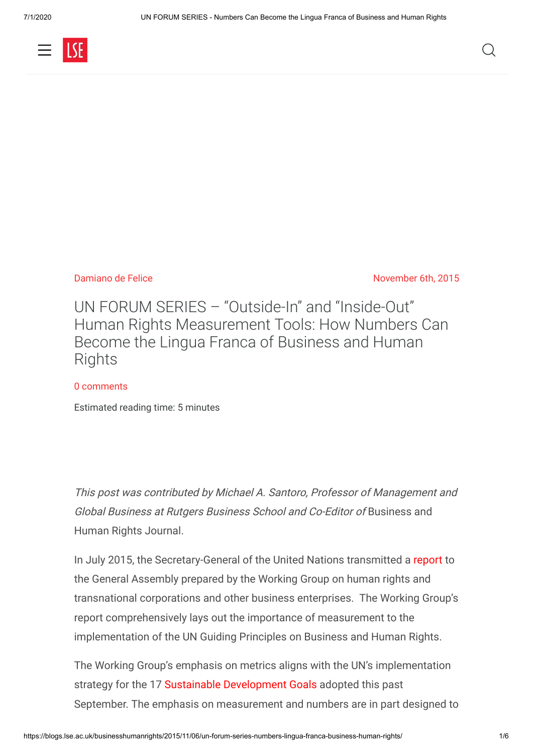Damiano de Felice

November 6th, 2015

# UN FORUM SERIES – "Outside-In" and "Inside-Out" Human Rights Measurement Tools: How Numbers Can Become the Lingua Franca of Business and Human Rights

0 comments

Estimated reading time: 5 minutes

*This post was contributed by Michael A. Santoro, Professor of Management and Global Business at Rutgers Business School and Co-Editor of* Business and Human Rights Journal.

In July 2015, the Secretary-General of the United Nations transmitted a report to the General Assembly prepared by the Working Group on human rights and transnational corporations and other business enterprises. The Working Group's report comprehensively lays out the importance of measurement to the implementation of the UN Guiding Principles on Business and Human Rights.

The Working Group's emphasis on metrics aligns with the UN's implementation strategy for the 17 Sustainable Development Goals adopted this past September. The emphasis on measurement and numbers are in part designed to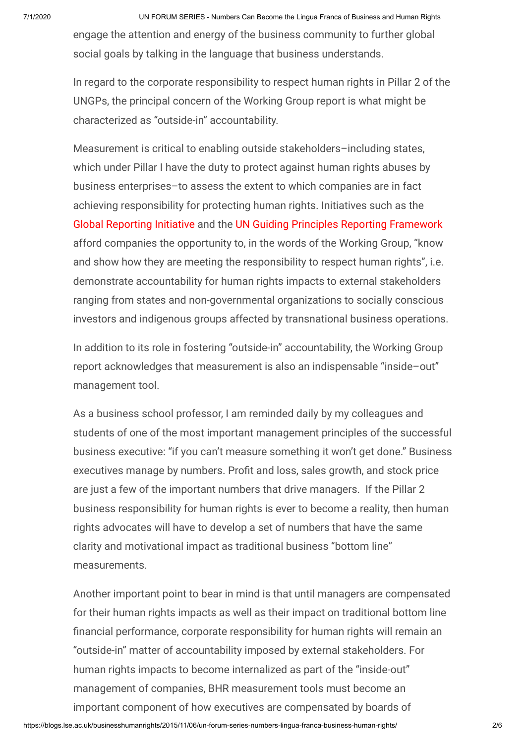engage the attention and energy of the business community to further global social goals by talking in the language that business understands.

In regard to the corporate responsibility to respect human rights in Pillar 2 of the UNGPs, the principal concern of the Working Group report is what might be characterized as "outside-in" accountability.

Measurement is critical to enabling outside stakeholders–including states, which under Pillar I have the duty to protect against human rights abuses by business enterprises–to assess the extent to which companies are in fact achieving responsibility for protecting human rights. Initiatives such as the Global Reporting Initiative and the UN Guiding Principles Reporting Framework afford companies the opportunity to, in the words of the Working Group, "know and show how they are meeting the responsibility to respect human rights", i.e. demonstrate accountability for human rights impacts to external stakeholders ranging from states and non-governmental organizations to socially conscious investors and indigenous groups affected by transnational business operations.

In addition to its role in fostering "outside-in" accountability, the Working Group report acknowledges that measurement is also an indispensable "inside–out" management tool.

As a business school professor, I am reminded daily by my colleagues and students of one of the most important management principles of the successful business executive: "if you can't measure something it won't get done." Business executives manage by numbers. Profit and loss, sales growth, and stock price are just a few of the important numbers that drive managers. If the Pillar 2 business responsibility for human rights is ever to become a reality, then human rights advocates will have to develop a set of numbers that have the same clarity and motivational impact as traditional business "bottom line" measurements.

Another important point to bear in mind is that until managers are compensated for their human rights impacts as well as their impact on traditional bottom line financial performance, corporate responsibility for human rights will remain an "outside-in" matter of accountability imposed by external stakeholders. For human rights impacts to become internalized as part of the "inside-out" management of companies, BHR measurement tools must become an important component of how executives are compensated by boards of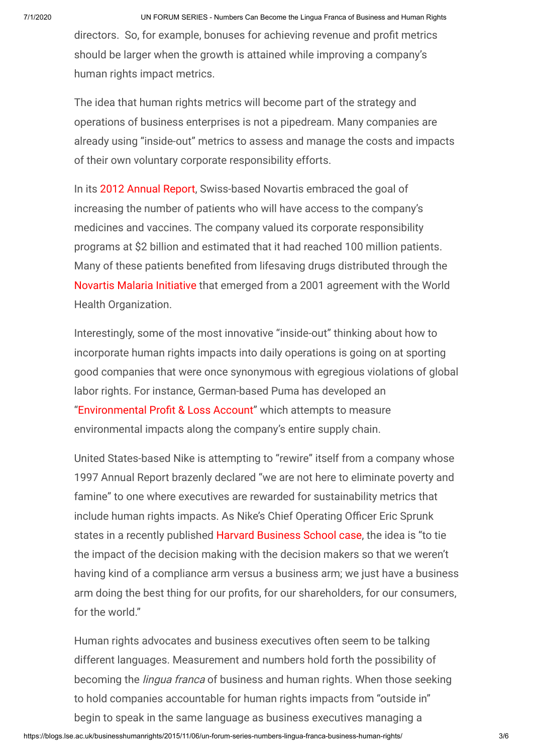directors. So, for example, bonuses for achieving revenue and profit metrics should be larger when the growth is attained while improving a company's human rights impact metrics.

The idea that human rights metrics will become part of the strategy and operations of business enterprises is not a pipedream. Many companies are already using "inside-out" metrics to assess and manage the costs and impacts of their own voluntary corporate responsibility efforts.

In its 2012 Annual Report, Swiss-based Novartis embraced the goal of increasing the number of patients who will have access to the company's medicines and vaccines. The company valued its corporate responsibility programs at $2 billion and estimated that it had reached 100 million patients. Many of these patients benefited from lifesaving drugs distributed through the Novartis Malaria Initiative that emerged from a 2001 agreement with the World Health Organization.

Interestingly, some of the most innovative "inside-out" thinking about how to incorporate human rights impacts into daily operations is going on at sporting good companies that were once synonymous with egregious violations of global labor rights. For instance, German-based Puma has developed an "Environmental Profit & Loss Account" which attempts to measure environmental impacts along the company's entire supply chain.

United States-based Nike is attempting to "rewire" itself from a company whose 1997 Annual Report brazenly declared "we are not here to eliminate poverty and famine" to one where executives are rewarded for sustainability metrics that include human rights impacts. As Nike's Chief Operating Officer Eric Sprunk states in a recently published Harvard Business School case, the idea is "to tie the impact of the decision making with the decision makers so that we weren't having kind of a compliance arm versus a business arm; we just have a business arm doing the best thing for our profits, for our shareholders, for our consumers, for the world."

Human rights advocates and business executives often seem to be talking different languages. Measurement and numbers hold forth the possibility of becoming the *lingua franca* of business and human rights. When those seeking to hold companies accountable for human rights impacts from "outside in" begin to speak in the same language as business executives managing a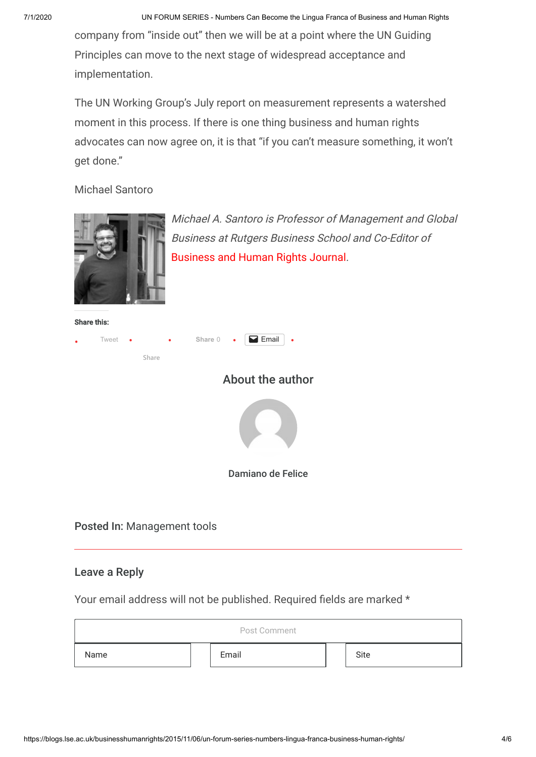company from “inside out” then we will be at a point where the UN Guiding Principles can move to the next stage of widespread acceptance and implementation.

The UN Working Group’s July report on measurement represents a watershed moment in this process. If there is one thing business and human rights advocates can now agree on, it is that “if you can’t measure something, it won’t get done.”

Michael Santoro

*Michael A. Santoro is Professor of Management and Global Business at Rutgers Business School and Co-Editor of* Business and Human Rights Journal*.*

**Share this:**

- Tweet
- Share
- Share 0
- Email

## About the author

Damiano de Felice

**Posted In:** Management tools

## Leave a Reply

Your email address will not be published. Required fields are marked *

Post Comment

Name | Email | Site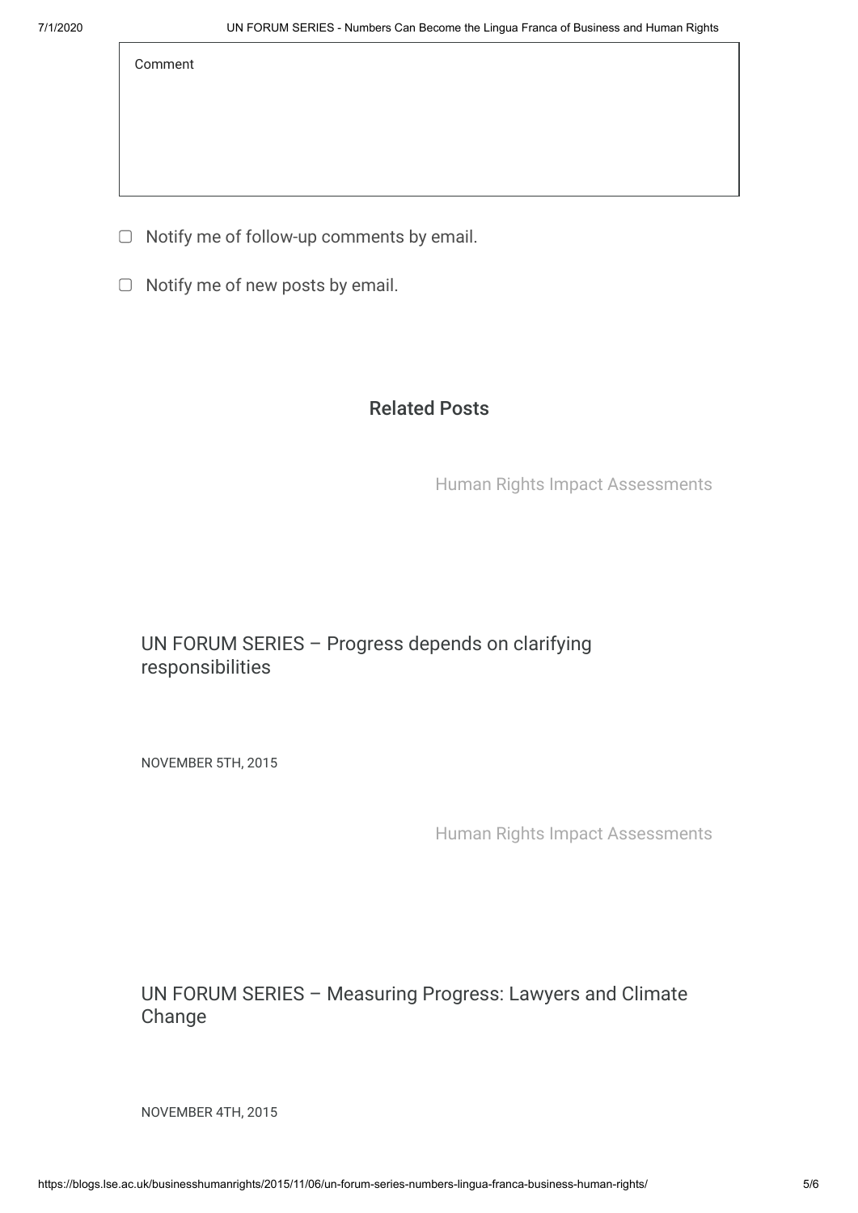Comment

- [ ] Notify me of follow-up comments by email.
- [ ] Notify me of new posts by email.

## Related Posts

Human Rights Impact Assessments

UN FORUM SERIES – Progress depends on clarifying responsibilities

NOVEMBER 5TH, 2015

Human Rights Impact Assessments

UN FORUM SERIES – Measuring Progress: Lawyers and Climate Change

NOVEMBER 4TH, 2015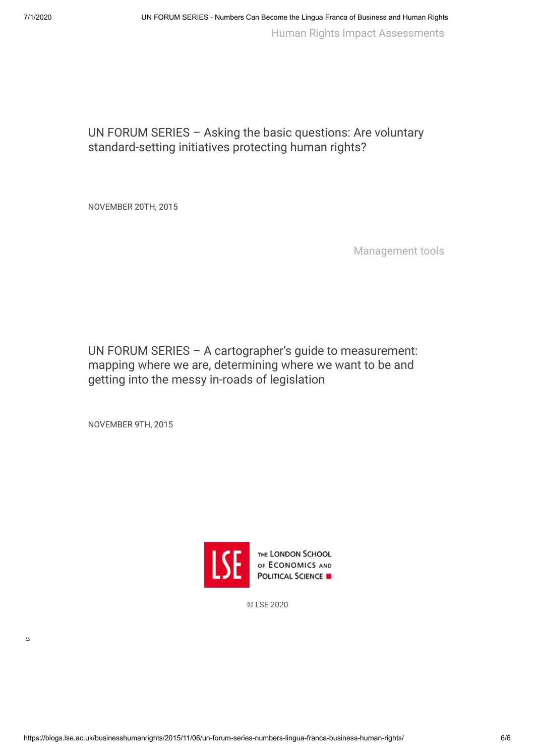Human Rights Impact Assessments

UN FORUM SERIES – Asking the basic questions: Are voluntary standard-setting initiatives protecting human rights?

NOVEMBER 20TH, 2015

Management tools

UN FORUM SERIES – A cartographer's guide to measurement: mapping where we are, determining where we want to be and getting into the messy in-roads of legislation

NOVEMBER 9TH, 2015

THE LONDON SCHOOL OF ECONOMICS AND POLITICAL SCIENCE

© LSE 2020